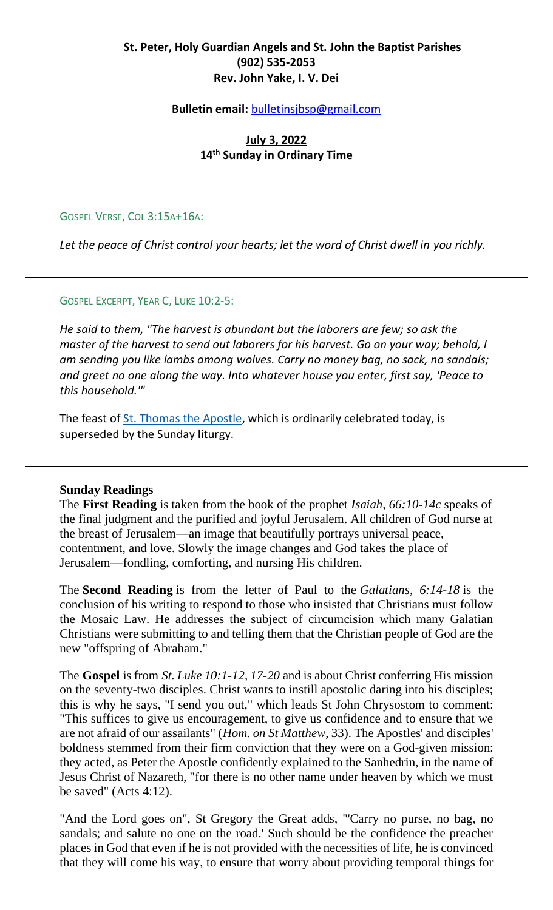**St. Peter, Holy Guardian Angels and St. John the Baptist Parishes**
**(902) 535-2053**
**Rev. John Yake, I. V. Dei**

**Bulletin email:** bulletinsjbsp@gmail.com

**July 3, 2022**
**14th Sunday in Ordinary Time**

GOSPEL VERSE, COL 3:15A+16A:

*Let the peace of Christ control your hearts; let the word of Christ dwell in you richly.*

---

GOSPEL EXCERPT, YEAR C, LUKE 10:2-5:

*He said to them, "The harvest is abundant but the laborers are few; so ask the master of the harvest to send out laborers for his harvest. Go on your way; behold, I am sending you like lambs among wolves. Carry no money bag, no sack, no sandals; and greet no one along the way. Into whatever house you enter, first say, 'Peace to this household.'"*

The feast of St. Thomas the Apostle, which is ordinarily celebrated today, is superseded by the Sunday liturgy.

---

**Sunday Readings**

The **First Reading** is taken from the book of the prophet *Isaiah, 66:10-14c* speaks of the final judgment and the purified and joyful Jerusalem. All children of God nurse at the breast of Jerusalem—an image that beautifully portrays universal peace, contentment, and love. Slowly the image changes and God takes the place of Jerusalem—fondling, comforting, and nursing His children.

The **Second Reading** is from the letter of Paul to the *Galatians, 6:14-18* is the conclusion of his writing to respond to those who insisted that Christians must follow the Mosaic Law. He addresses the subject of circumcision which many Galatian Christians were submitting to and telling them that the Christian people of God are the new "offspring of Abraham."

The **Gospel** is from *St. Luke 10:1-12, 17-20* and is about Christ conferring His mission on the seventy-two disciples. Christ wants to instill apostolic daring into his disciples; this is why he says, "I send you out," which leads St John Chrysostom to comment: "This suffices to give us encouragement, to give us confidence and to ensure that we are not afraid of our assailants" (*Hom. on St Matthew*, 33). The Apostles' and disciples' boldness stemmed from their firm conviction that they were on a God-given mission: they acted, as Peter the Apostle confidently explained to the Sanhedrin, in the name of Jesus Christ of Nazareth, "for there is no other name under heaven by which we must be saved" (Acts 4:12).

"And the Lord goes on", St Gregory the Great adds, "'Carry no purse, no bag, no sandals; and salute no one on the road.' Such should be the confidence the preacher places in God that even if he is not provided with the necessities of life, he is convinced that they will come his way, to ensure that worry about providing temporal things for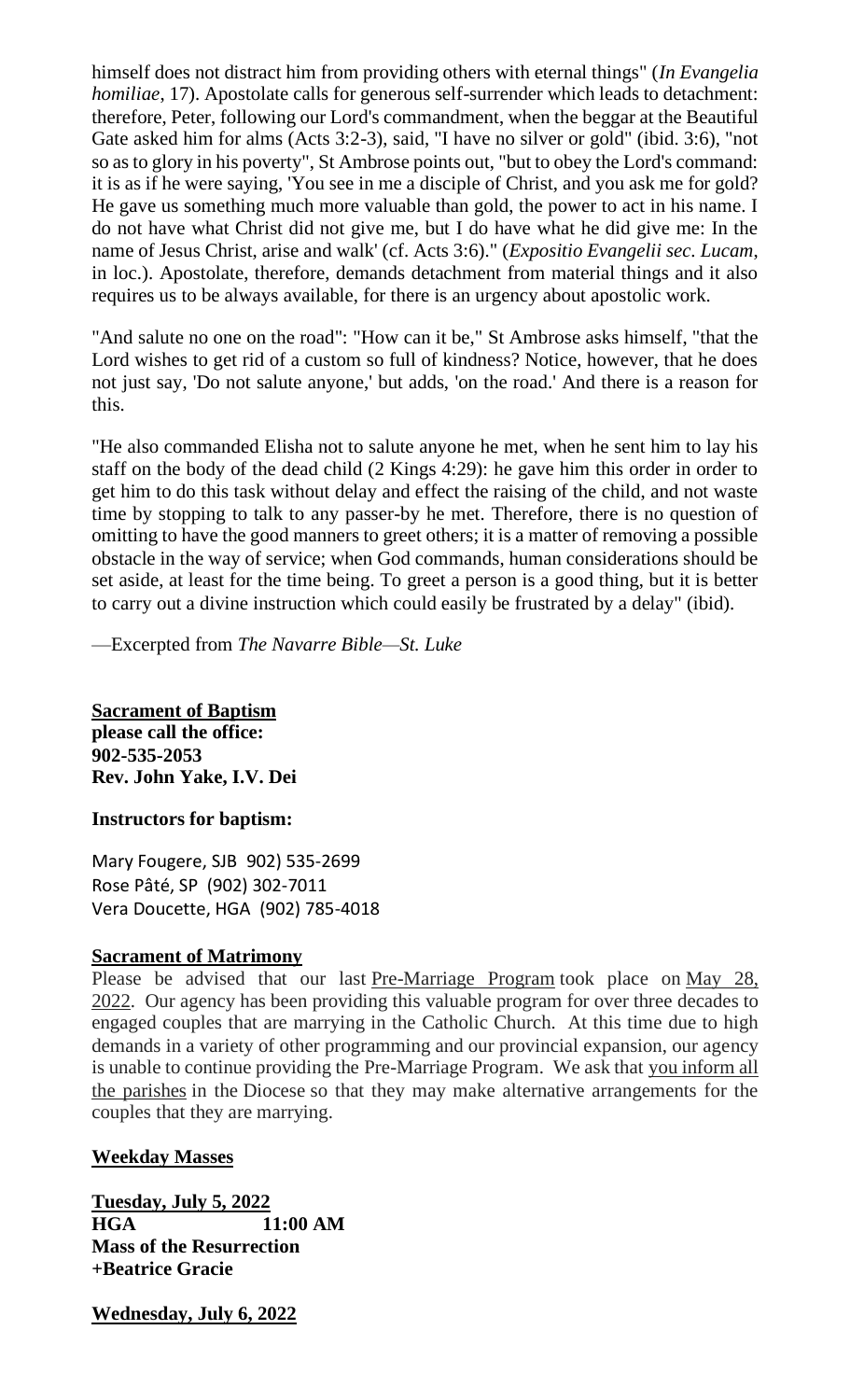himself does not distract him from providing others with eternal things" (*In Evangelia homiliae*, 17). Apostolate calls for generous self-surrender which leads to detachment: therefore, Peter, following our Lord's commandment, when the beggar at the Beautiful Gate asked him for alms (Acts 3:2-3), said, "I have no silver or gold" (ibid. 3:6), "not so as to glory in his poverty", St Ambrose points out, "but to obey the Lord's command: it is as if he were saying, 'You see in me a disciple of Christ, and you ask me for gold? He gave us something much more valuable than gold, the power to act in his name. I do not have what Christ did not give me, but I do have what he did give me: In the name of Jesus Christ, arise and walk' (cf. Acts 3:6)." (*Expositio Evangelii sec. Lucam*, in loc.). Apostolate, therefore, demands detachment from material things and it also requires us to be always available, for there is an urgency about apostolic work.

"And salute no one on the road": "How can it be," St Ambrose asks himself, "that the Lord wishes to get rid of a custom so full of kindness? Notice, however, that he does not just say, 'Do not salute anyone,' but adds, 'on the road.' And there is a reason for this.

"He also commanded Elisha not to salute anyone he met, when he sent him to lay his staff on the body of the dead child (2 Kings 4:29): he gave him this order in order to get him to do this task without delay and effect the raising of the child, and not waste time by stopping to talk to any passer-by he met. Therefore, there is no question of omitting to have the good manners to greet others; it is a matter of removing a possible obstacle in the way of service; when God commands, human considerations should be set aside, at least for the time being. To greet a person is a good thing, but it is better to carry out a divine instruction which could easily be frustrated by a delay" (ibid).

—Excerpted from *The Navarre Bible—St. Luke*

**Sacrament of Baptism**
**please call the office:**
**902-535-2053**
**Rev. John Yake, I.V. Dei**

**Instructors for baptism:**

Mary Fougere, SJB 902) 535-2699
Rose Pâté, SP (902) 302-7011
Vera Doucette, HGA (902) 785-4018

**Sacrament of Matrimony**

Please be advised that our last Pre-Marriage Program took place on May 28, 2022. Our agency has been providing this valuable program for over three decades to engaged couples that are marrying in the Catholic Church. At this time due to high demands in a variety of other programming and our provincial expansion, our agency is unable to continue providing the Pre-Marriage Program. We ask that you inform all the parishes in the Diocese so that they may make alternative arrangements for the couples that they are marrying.

**Weekday Masses**

**Tuesday, July 5, 2022**
**HGA 11:00 AM**
**Mass of the Resurrection**
**+Beatrice Gracie**

**Wednesday, July 6, 2022**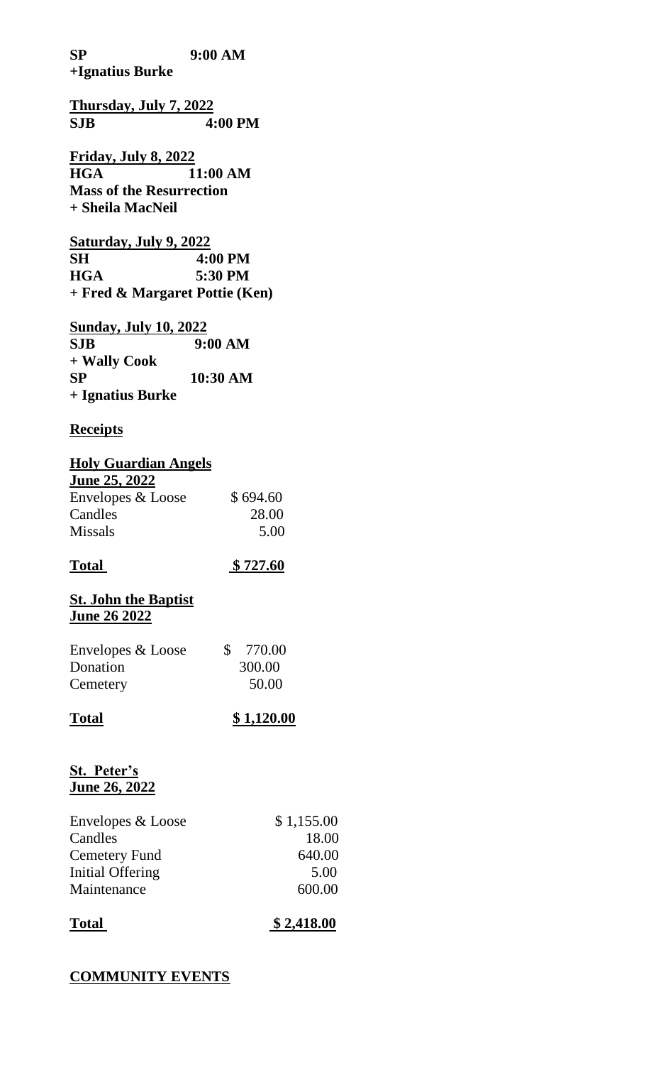**SP 9:00 AM**
**+Ignatius Burke**

**Thursday, July 7, 2022**
**SJB 4:00 PM**

**Friday, July 8, 2022**
**HGA 11:00 AM**
**Mass of the Resurrection**
**+ Sheila MacNeil**

**Saturday, July 9, 2022**
**SH 4:00 PM**
**HGA 5:30 PM**
**+ Fred & Margaret Pottie (Ken)**

**Sunday, July 10, 2022**
**SJB 9:00 AM**
**+ Wally Cook**
**SP 10:30 AM**
**+ Ignatius Burke**

## Receipts

**Holy Guardian Angels**
**June 25, 2022**

| | |
|---|---|
| Envelopes & Loose | $ 694.60 |
| Candles | 28.00 |
| Missals | 5.00 |
| **Total** | **$ 727.60** |

**St. John the Baptist**
**June 26 2022**

| | |
|---|---|
| Envelopes & Loose | $ 770.00 |
| Donation | 300.00 |
| Cemetery | 50.00 |
| **Total** | **$ 1,120.00** |

**St. Peter's**
**June 26, 2022**

| | |
|---|---|
| Envelopes & Loose | $ 1,155.00 |
| Candles | 18.00 |
| Cemetery Fund | 640.00 |
| Initial Offering | 5.00 |
| Maintenance | 600.00 |
| **Total** | **$ 2,418.00** |

## COMMUNITY EVENTS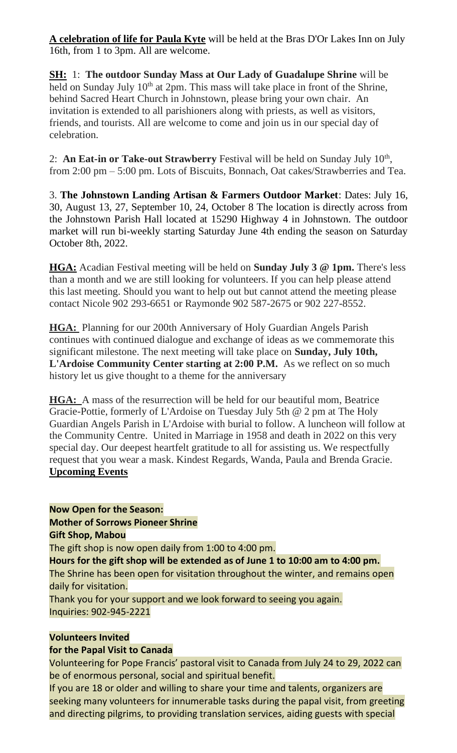**A celebration of life for Paula Kyte** will be held at the Bras D'Or Lakes Inn on July 16th, from 1 to 3pm. All are welcome.

**SH:** 1: **The outdoor Sunday Mass at Our Lady of Guadalupe Shrine** will be held on Sunday July 10th at 2pm. This mass will take place in front of the Shrine, behind Sacred Heart Church in Johnstown, please bring your own chair. An invitation is extended to all parishioners along with priests, as well as visitors, friends, and tourists. All are welcome to come and join us in our special day of celebration.

2: **An Eat-in or Take-out Strawberry** Festival will be held on Sunday July 10th, from 2:00 pm – 5:00 pm. Lots of Biscuits, Bonnach, Oat cakes/Strawberries and Tea.

3. **The Johnstown Landing Artisan & Farmers Outdoor Market**: Dates: July 16, 30, August 13, 27, September 10, 24, October 8 The location is directly across from the Johnstown Parish Hall located at 15290 Highway 4 in Johnstown. The outdoor market will run bi-weekly starting Saturday June 4th ending the season on Saturday October 8th, 2022.

**HGA:** Acadian Festival meeting will be held on **Sunday July 3 @ 1pm.** There's less than a month and we are still looking for volunteers. If you can help please attend this last meeting. Should you want to help out but cannot attend the meeting please contact Nicole 902 293-6651 or Raymonde 902 587-2675 or 902 227-8552.

**HGA:** Planning for our 200th Anniversary of Holy Guardian Angels Parish continues with continued dialogue and exchange of ideas as we commemorate this significant milestone. The next meeting will take place on **Sunday, July 10th, L'Ardoise Community Center starting at 2:00 P.M.** As we reflect on so much history let us give thought to a theme for the anniversary

**HGA:** A mass of the resurrection will be held for our beautiful mom, Beatrice Gracie-Pottie, formerly of L'Ardoise on Tuesday July 5th @ 2 pm at The Holy Guardian Angels Parish in L'Ardoise with burial to follow. A luncheon will follow at the Community Centre. United in Marriage in 1958 and death in 2022 on this very special day. Our deepest heartfelt gratitude to all for assisting us. We respectfully request that you wear a mask. Kindest Regards, Wanda, Paula and Brenda Gracie.

## Upcoming Events

**Now Open for the Season:**
**Mother of Sorrows Pioneer Shrine**
**Gift Shop, Mabou**

The gift shop is now open daily from 1:00 to 4:00 pm.

**Hours for the gift shop will be extended as of June 1 to 10:00 am to 4:00 pm.**

The Shrine has been open for visitation throughout the winter, and remains open daily for visitation.

Thank you for your support and we look forward to seeing you again.

Inquiries: 902-945-2221

**Volunteers Invited**
**for the Papal Visit to Canada**

Volunteering for Pope Francis' pastoral visit to Canada from July 24 to 29, 2022 can be of enormous personal, social and spiritual benefit.

If you are 18 or older and willing to share your time and talents, organizers are seeking many volunteers for innumerable tasks during the papal visit, from greeting and directing pilgrims, to providing translation services, aiding guests with special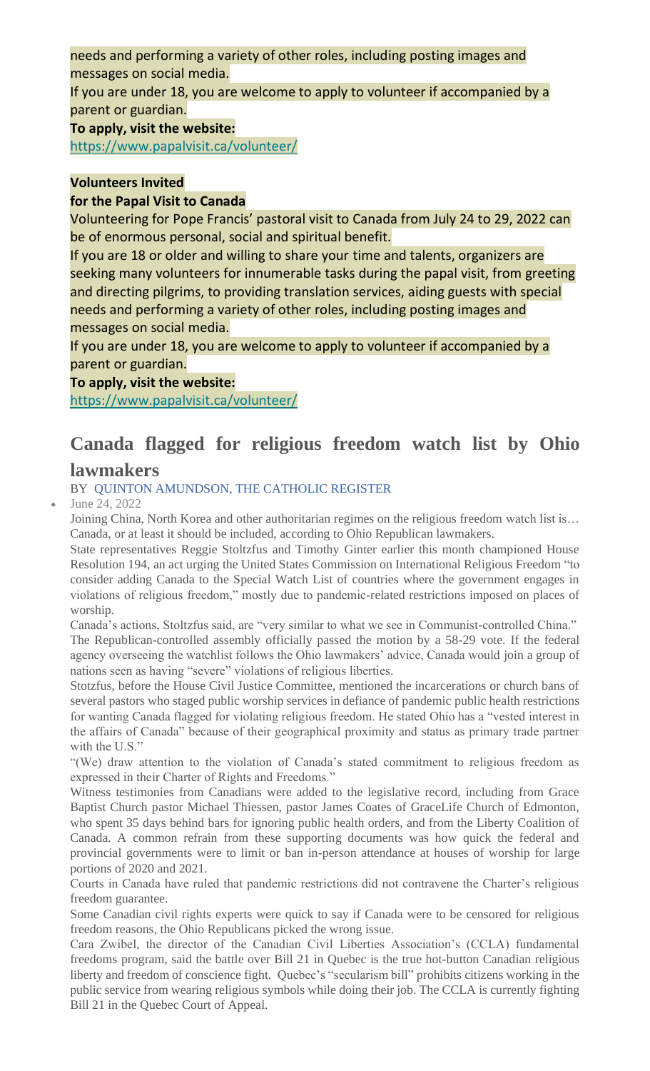needs and performing a variety of other roles, including posting images and messages on social media.

If you are under 18, you are welcome to apply to volunteer if accompanied by a parent or guardian.

**To apply, visit the website:**

https://www.papalvisit.ca/volunteer/

**Volunteers Invited**
**for the Papal Visit to Canada**

Volunteering for Pope Francis' pastoral visit to Canada from July 24 to 29, 2022 can be of enormous personal, social and spiritual benefit.

If you are 18 or older and willing to share your time and talents, organizers are seeking many volunteers for innumerable tasks during the papal visit, from greeting and directing pilgrims, to providing translation services, aiding guests with special needs and performing a variety of other roles, including posting images and messages on social media.

If you are under 18, you are welcome to apply to volunteer if accompanied by a parent or guardian.

**To apply, visit the website:**

https://www.papalvisit.ca/volunteer/

## Canada flagged for religious freedom watch list by Ohio lawmakers

BY QUINTON AMUNDSON, THE CATHOLIC REGISTER

- June 24, 2022

Joining China, North Korea and other authoritarian regimes on the religious freedom watch list is… Canada, or at least it should be included, according to Ohio Republican lawmakers.

State representatives Reggie Stoltzfus and Timothy Ginter earlier this month championed House Resolution 194, an act urging the United States Commission on International Religious Freedom "to consider adding Canada to the Special Watch List of countries where the government engages in violations of religious freedom," mostly due to pandemic-related restrictions imposed on places of worship.

Canada's actions, Stoltzfus said, are "very similar to what we see in Communist-controlled China."

The Republican-controlled assembly officially passed the motion by a 58-29 vote. If the federal agency overseeing the watchlist follows the Ohio lawmakers' advice, Canada would join a group of nations seen as having "severe" violations of religious liberties.

Stotzfus, before the House Civil Justice Committee, mentioned the incarcerations or church bans of several pastors who staged public worship services in defiance of pandemic public health restrictions for wanting Canada flagged for violating religious freedom. He stated Ohio has a "vested interest in the affairs of Canada" because of their geographical proximity and status as primary trade partner with the U.S."

"(We) draw attention to the violation of Canada's stated commitment to religious freedom as expressed in their Charter of Rights and Freedoms."

Witness testimonies from Canadians were added to the legislative record, including from Grace Baptist Church pastor Michael Thiessen, pastor James Coates of GraceLife Church of Edmonton, who spent 35 days behind bars for ignoring public health orders, and from the Liberty Coalition of Canada. A common refrain from these supporting documents was how quick the federal and provincial governments were to limit or ban in-person attendance at houses of worship for large portions of 2020 and 2021.

Courts in Canada have ruled that pandemic restrictions did not contravene the Charter's religious freedom guarantee.

Some Canadian civil rights experts were quick to say if Canada were to be censored for religious freedom reasons, the Ohio Republicans picked the wrong issue.

Cara Zwibel, the director of the Canadian Civil Liberties Association's (CCLA) fundamental freedoms program, said the battle over Bill 21 in Quebec is the true hot-button Canadian religious liberty and freedom of conscience fight. Quebec's "secularism bill" prohibits citizens working in the public service from wearing religious symbols while doing their job. The CCLA is currently fighting Bill 21 in the Quebec Court of Appeal.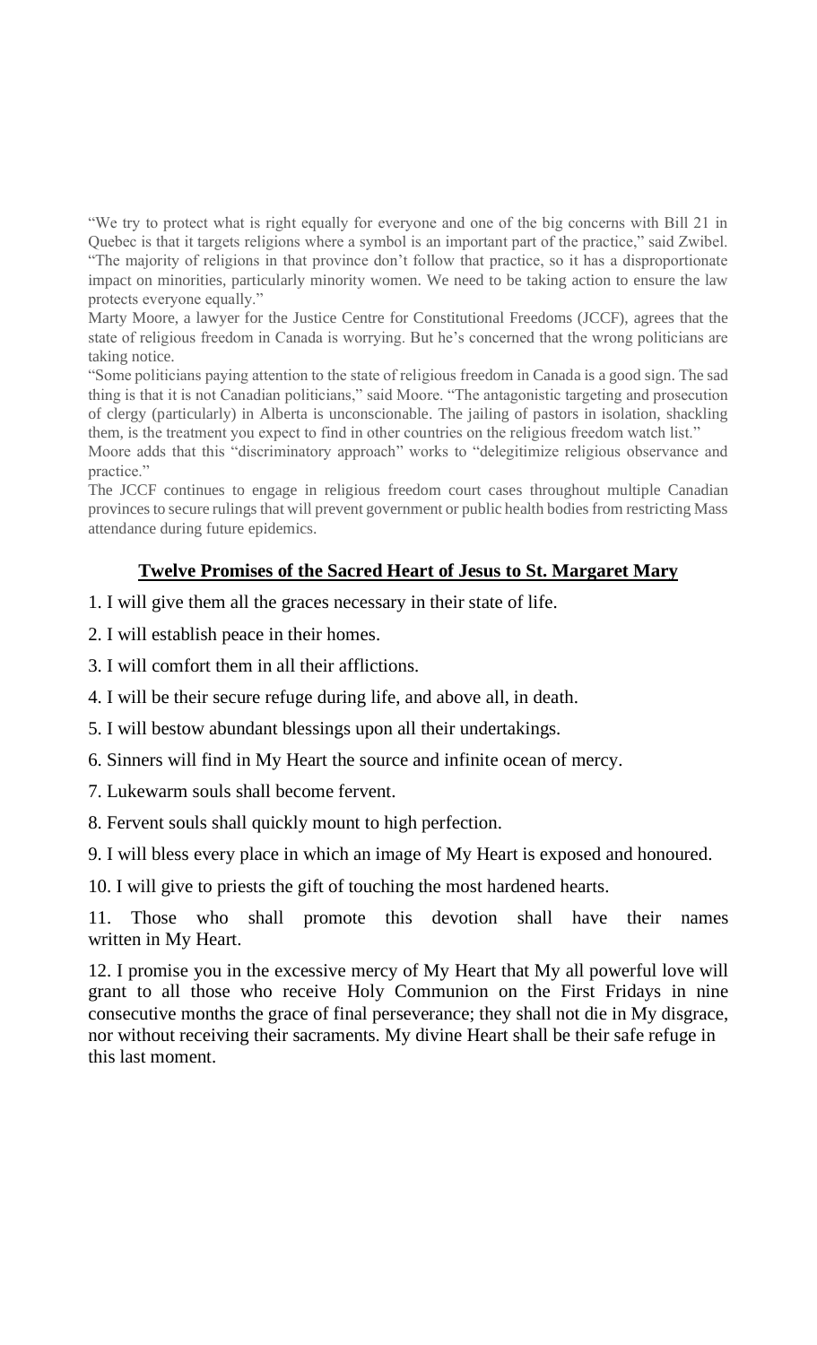"We try to protect what is right equally for everyone and one of the big concerns with Bill 21 in Quebec is that it targets religions where a symbol is an important part of the practice," said Zwibel. "The majority of religions in that province don't follow that practice, so it has a disproportionate impact on minorities, particularly minority women. We need to be taking action to ensure the law protects everyone equally."

Marty Moore, a lawyer for the Justice Centre for Constitutional Freedoms (JCCF), agrees that the state of religious freedom in Canada is worrying. But he's concerned that the wrong politicians are taking notice.

"Some politicians paying attention to the state of religious freedom in Canada is a good sign. The sad thing is that it is not Canadian politicians," said Moore. "The antagonistic targeting and prosecution of clergy (particularly) in Alberta is unconscionable. The jailing of pastors in isolation, shackling them, is the treatment you expect to find in other countries on the religious freedom watch list."

Moore adds that this "discriminatory approach" works to "delegitimize religious observance and practice."

The JCCF continues to engage in religious freedom court cases throughout multiple Canadian provinces to secure rulings that will prevent government or public health bodies from restricting Mass attendance during future epidemics.

## **Twelve Promises of the Sacred Heart of Jesus to St. Margaret Mary**

1. I will give them all the graces necessary in their state of life.
2. I will establish peace in their homes.
3. I will comfort them in all their afflictions.
4. I will be their secure refuge during life, and above all, in death.
5. I will bestow abundant blessings upon all their undertakings.
6. Sinners will find in My Heart the source and infinite ocean of mercy.
7. Lukewarm souls shall become fervent.
8. Fervent souls shall quickly mount to high perfection.
9. I will bless every place in which an image of My Heart is exposed and honoured.
10. I will give to priests the gift of touching the most hardened hearts.
11. Those who shall promote this devotion shall have their names written in My Heart.
12. I promise you in the excessive mercy of My Heart that My all powerful love will grant to all those who receive Holy Communion on the First Fridays in nine consecutive months the grace of final perseverance; they shall not die in My disgrace, nor without receiving their sacraments. My divine Heart shall be their safe refuge in this last moment.